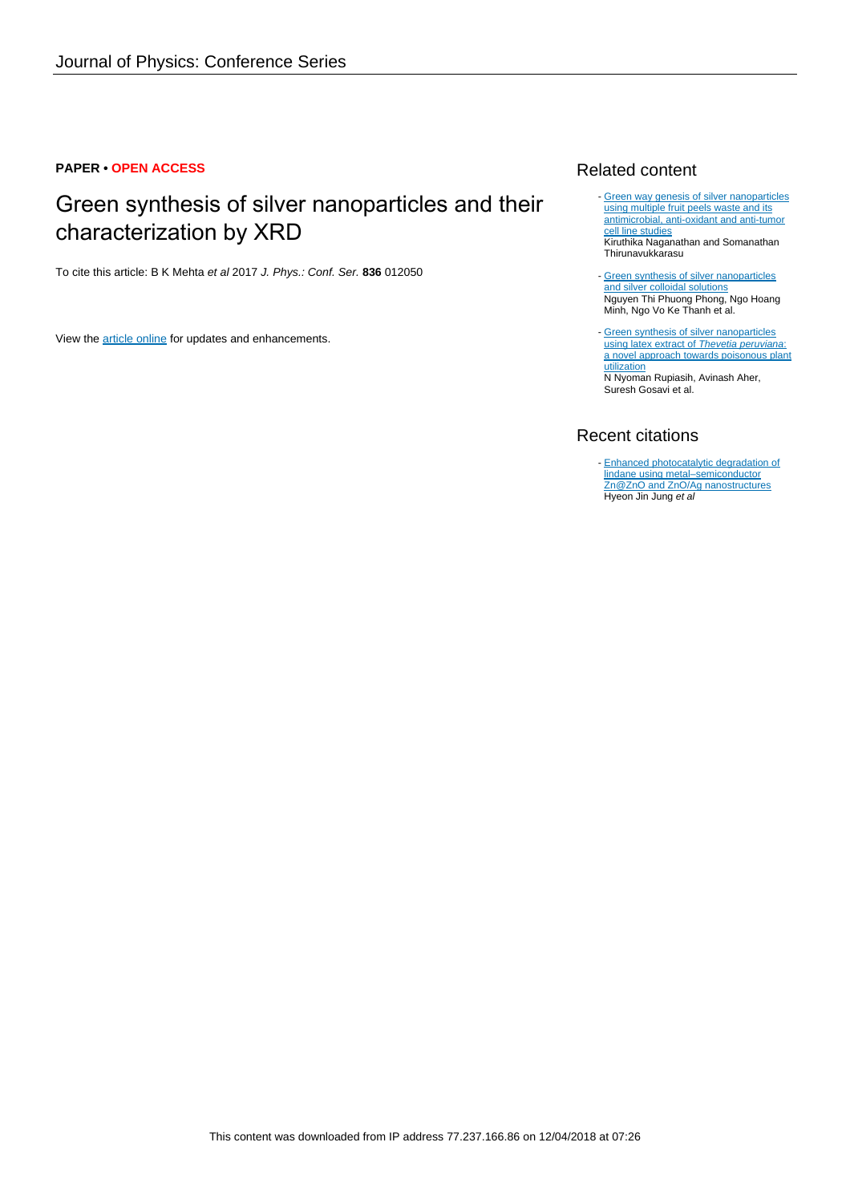**PAPER • OPEN ACCESS**

# Green synthesis of silver nanoparticles and their characterization by XRD

To cite this article: B K Mehta *et al* 2017 *J. Phys.: Conf. Ser.* **836** 012050

View the article online for updates and enhancements.

## Related content

- Green way genesis of silver nanoparticles using multiple fruit peels waste and its antimicrobial, anti-oxidant and anti-tumor cell line studies
Kiruthika Naganathan and Somanathan Thirunavukkarasu

- Green synthesis of silver nanoparticles and silver colloidal solutions
Nguyen Thi Phuong Phong, Ngo Hoang Minh, Ngo Vo Ke Thanh et al.

- Green synthesis of silver nanoparticles using latex extract of *Thevetia peruviana*: a novel approach towards poisonous plant utilization
N Nyoman Rupiasih, Avinash Aher, Suresh Gosavi et al.

## Recent citations

- Enhanced photocatalytic degradation of lindane using metal–semiconductor Zn@ZnO and ZnO/Ag nanostructures
Hyeon Jin Jung *et al*

This content was downloaded from IP address 77.237.166.86 on 12/04/2018 at 07:26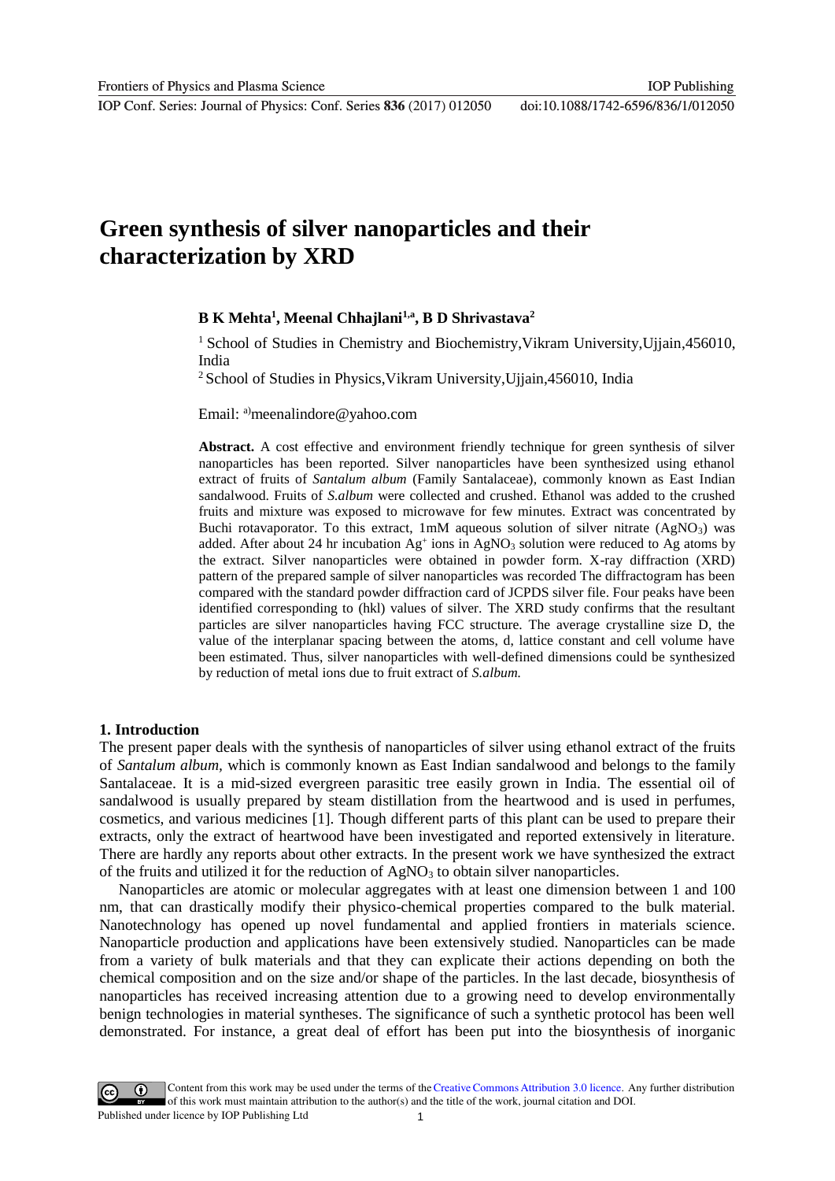# Green synthesis of silver nanoparticles and their characterization by XRD

**B K Mehta[1], Meenal Chhajlani[1,a], B D Shrivastava[2]**

[1] School of Studies in Chemistry and Biochemistry,Vikram University,Ujjain,456010, India

[2] School of Studies in Physics,Vikram University,Ujjain,456010, India

Email: [a]meenalindore@yahoo.com

**Abstract.** A cost effective and environment friendly technique for green synthesis of silver nanoparticles has been reported. Silver nanoparticles have been synthesized using ethanol extract of fruits of *Santalum album* (Family Santalaceae), commonly known as East Indian sandalwood. Fruits of *S.album* were collected and crushed. Ethanol was added to the crushed fruits and mixture was exposed to microwave for few minutes. Extract was concentrated by Buchi rotavaporator. To this extract, 1mM aqueous solution of silver nitrate ($AgNO_3$) was added. After about 24 hr incubation $Ag^+$ ions in $AgNO_3$ solution were reduced to Ag atoms by the extract. Silver nanoparticles were obtained in powder form. X-ray diffraction (XRD) pattern of the prepared sample of silver nanoparticles was recorded The diffractogram has been compared with the standard powder diffraction card of JCPDS silver file. Four peaks have been identified corresponding to (hkl) values of silver. The XRD study confirms that the resultant particles are silver nanoparticles having FCC structure. The average crystalline size D, the value of the interplanar spacing between the atoms, d, lattice constant and cell volume have been estimated. Thus, silver nanoparticles with well-defined dimensions could be synthesized by reduction of metal ions due to fruit extract of *S.album.*

## 1. Introduction

The present paper deals with the synthesis of nanoparticles of silver using ethanol extract of the fruits of *Santalum album*, which is commonly known as East Indian sandalwood and belongs to the family Santalaceae. It is a mid-sized evergreen parasitic tree easily grown in India. The essential oil of sandalwood is usually prepared by steam distillation from the heartwood and is used in perfumes, cosmetics, and various medicines [1]. Though different parts of this plant can be used to prepare their extracts, only the extract of heartwood have been investigated and reported extensively in literature. There are hardly any reports about other extracts. In the present work we have synthesized the extract of the fruits and utilized it for the reduction of $AgNO_3$ to obtain silver nanoparticles.

Nanoparticles are atomic or molecular aggregates with at least one dimension between 1 and 100 nm, that can drastically modify their physico-chemical properties compared to the bulk material. Nanotechnology has opened up novel fundamental and applied frontiers in materials science. Nanoparticle production and applications have been extensively studied. Nanoparticles can be made from a variety of bulk materials and that they can explicate their actions depending on both the chemical composition and on the size and/or shape of the particles. In the last decade, biosynthesis of nanoparticles has received increasing attention due to a growing need to develop environmentally benign technologies in material syntheses. The significance of such a synthetic protocol has been well demonstrated. For instance, a great deal of effort has been put into the biosynthesis of inorganic

Content from this work may be used under the terms of the Creative Commons Attribution 3.0 licence. Any further distribution of this work must maintain attribution to the author(s) and the title of the work, journal citation and DOI.
Published under licence by IOP Publishing Ltd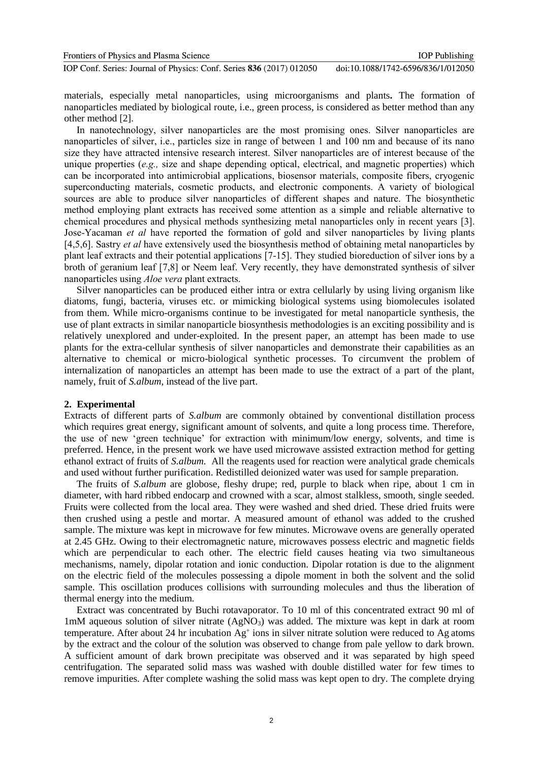materials, especially metal nanoparticles, using microorganisms and plants**.** The formation of nanoparticles mediated by biological route, i.e., green process, is considered as better method than any other method [2].

In nanotechnology, silver nanoparticles are the most promising ones. Silver nanoparticles are nanoparticles of silver, i.e., particles size in range of between 1 and 100 nm and because of its nano size they have attracted intensive research interest. Silver nanoparticles are of interest because of the unique properties (*e.g.,* size and shape depending optical, electrical, and magnetic properties) which can be incorporated into antimicrobial applications, biosensor materials, composite fibers, cryogenic superconducting materials, cosmetic products, and electronic components. A variety of biological sources are able to produce silver nanoparticles of different shapes and nature. The biosynthetic method employing plant extracts has received some attention as a simple and reliable alternative to chemical procedures and physical methods synthesizing metal nanoparticles only in recent years [3]. Jose-Yacaman *et al* have reported the formation of gold and silver nanoparticles by living plants [4,5,6]. Sastry *et al* have extensively used the biosynthesis method of obtaining metal nanoparticles by plant leaf extracts and their potential applications [7-15]. They studied bioreduction of silver ions by a broth of geranium leaf [7,8] or Neem leaf. Very recently, they have demonstrated synthesis of silver nanoparticles using *Aloe vera* plant extracts.

Silver nanoparticles can be produced either intra or extra cellularly by using living organism like diatoms, fungi, bacteria, viruses etc. or mimicking biological systems using biomolecules isolated from them. While micro-organisms continue to be investigated for metal nanoparticle synthesis, the use of plant extracts in similar nanoparticle biosynthesis methodologies is an exciting possibility and is relatively unexplored and under-exploited. In the present paper, an attempt has been made to use plants for the extra-cellular synthesis of silver nanoparticles and demonstrate their capabilities as an alternative to chemical or micro-biological synthetic processes. To circumvent the problem of internalization of nanoparticles an attempt has been made to use the extract of a part of the plant, namely, fruit of *S.album*, instead of the live part.

## 2. Experimental

Extracts of different parts of *S.album* are commonly obtained by conventional distillation process which requires great energy, significant amount of solvents, and quite a long process time. Therefore, the use of new 'green technique' for extraction with minimum/low energy, solvents, and time is preferred. Hence, in the present work we have used microwave assisted extraction method for getting ethanol extract of fruits of *S.album.* All the reagents used for reaction were analytical grade chemicals and used without further purification. Redistilled deionized water was used for sample preparation.

The fruits of *S.album* are globose, fleshy drupe; red, purple to black when ripe, about 1 cm in diameter, with hard ribbed endocarp and crowned with a scar, almost stalkless, smooth, single seeded. Fruits were collected from the local area. They were washed and shed dried. These dried fruits were then crushed using a pestle and mortar. A measured amount of ethanol was added to the crushed sample. The mixture was kept in microwave for few minutes. Microwave ovens are generally operated at 2.45 GHz. Owing to their electromagnetic nature, microwaves possess electric and magnetic fields which are perpendicular to each other. The electric field causes heating via two simultaneous mechanisms, namely, dipolar rotation and ionic conduction. Dipolar rotation is due to the alignment on the electric field of the molecules possessing a dipole moment in both the solvent and the solid sample. This oscillation produces collisions with surrounding molecules and thus the liberation of thermal energy into the medium.

Extract was concentrated by Buchi rotavaporator. To 10 ml of this concentrated extract 90 ml of 1mM aqueous solution of silver nitrate ($AgNO_3$) was added. The mixture was kept in dark at room temperature. After about 24 hr incubation $Ag^+$ ions in silver nitrate solution were reduced to Ag atoms by the extract and the colour of the solution was observed to change from pale yellow to dark brown. A sufficient amount of dark brown precipitate was observed and it was separated by high speed centrifugation. The separated solid mass was washed with double distilled water for few times to remove impurities. After complete washing the solid mass was kept open to dry. The complete drying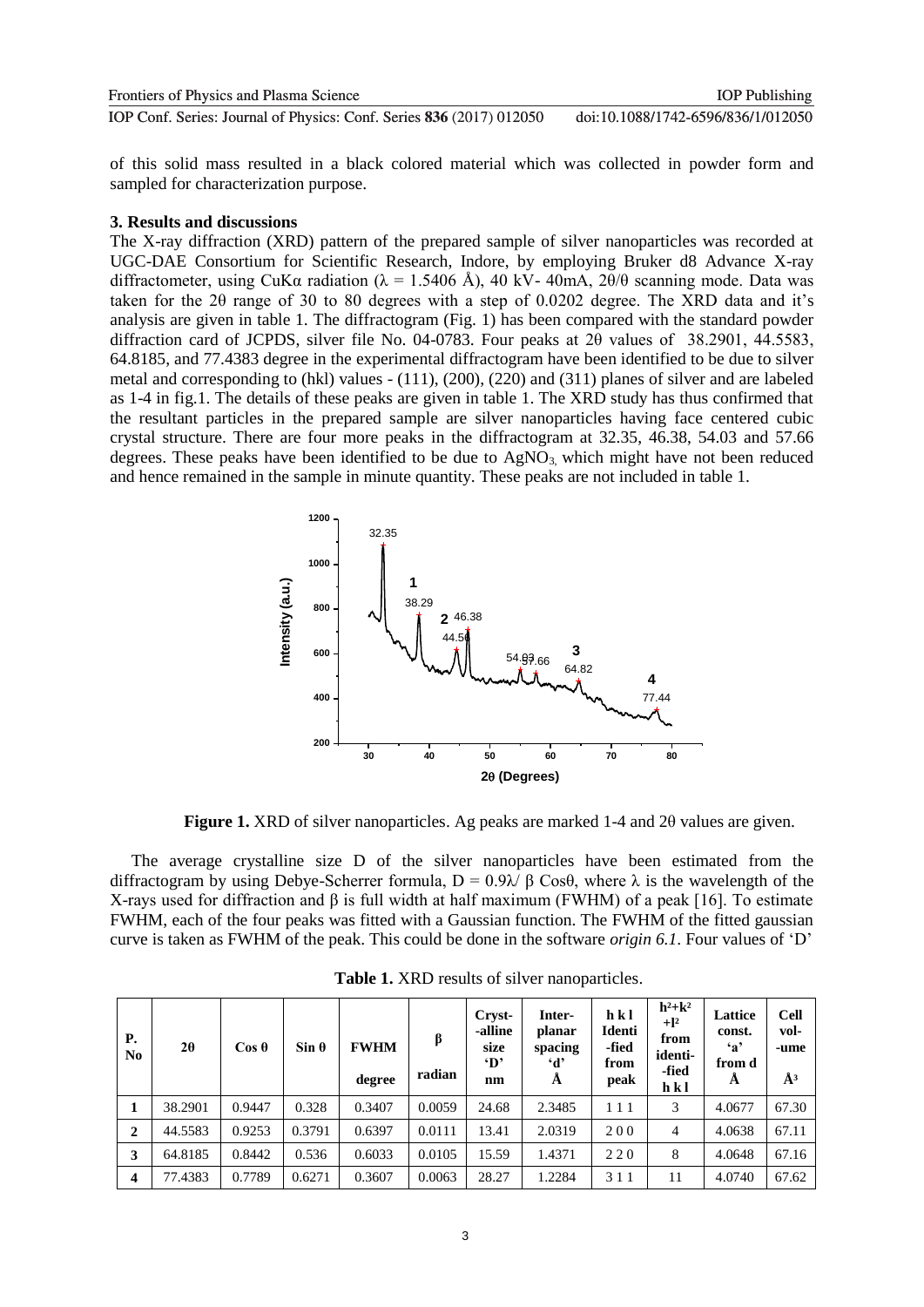of this solid mass resulted in a black colored material which was collected in powder form and sampled for characterization purpose.

### 3. Results and discussions

The X-ray diffraction (XRD) pattern of the prepared sample of silver nanoparticles was recorded at UGC-DAE Consortium for Scientific Research, Indore, by employing Bruker d8 Advance X-ray diffractometer, using CuKα radiation (λ = 1.5406 Å), 40 kV- 40mA, 2θ/θ scanning mode. Data was taken for the 2θ range of 30 to 80 degrees with a step of 0.0202 degree. The XRD data and it's analysis are given in table 1. The diffractogram (Fig. 1) has been compared with the standard powder diffraction card of JCPDS, silver file No. 04-0783. Four peaks at 2θ values of 38.2901, 44.5583, 64.8185, and 77.4383 degree in the experimental diffractogram have been identified to be due to silver metal and corresponding to (hkl) values - (111), (200), (220) and (311) planes of silver and are labeled as 1-4 in fig.1. The details of these peaks are given in table 1. The XRD study has thus confirmed that the resultant particles in the prepared sample are silver nanoparticles having face centered cubic crystal structure. There are four more peaks in the diffractogram at 32.35, 46.38, 54.03 and 57.66 degrees. These peaks have been identified to be due to $AgNO_3$, which might have not been reduced and hence remained in the sample in minute quantity. These peaks are not included in table 1.

**Figure 1.** XRD of silver nanoparticles. Ag peaks are marked 1-4 and 2θ values are given.

The average crystalline size D of the silver nanoparticles have been estimated from the diffractogram by using Debye-Scherrer formula, $D = 0.9\lambda/ \beta \cos\theta$, where λ is the wavelength of the X-rays used for diffraction and β is full width at half maximum (FWHM) of a peak [16]. To estimate FWHM, each of the four peaks was fitted with a Gaussian function. The FWHM of the fitted gaussian curve is taken as FWHM of the peak. This could be done in the software *origin 6.1*. Four values of 'D'

**Table 1.** XRD results of silver nanoparticles.

| P. No | 2θ | Cos θ | Sin θ | FWHM degree | β radian | Cryst-alline size 'D' nm | Inter-planar spacing 'd' Å | h k l Identi-fied from peak | $h^2+k^2+l^2$ from identi-fied h k l | Lattice const. 'a' from d Å | Cell vol-ume $Å^3$ |
|---|---|---|---|---|---|---|---|---|---|---|---|
| **1** | 38.2901 | 0.9447 | 0.328 | 0.3407 | 0.0059 | 24.68 | 2.3485 | 1 1 1 | 3 | 4.0677 | 67.30 |
| **2** | 44.5583 | 0.9253 | 0.3791 | 0.6397 | 0.0111 | 13.41 | 2.0319 | 2 0 0 | 4 | 4.0638 | 67.11 |
| **3** | 64.8185 | 0.8442 | 0.536 | 0.6033 | 0.0105 | 15.59 | 1.4371 | 2 2 0 | 8 | 4.0648 | 67.16 |
| **4** | 77.4383 | 0.7789 | 0.6271 | 0.3607 | 0.0063 | 28.27 | 1.2284 | 3 1 1 | 11 | 4.0740 | 67.62 |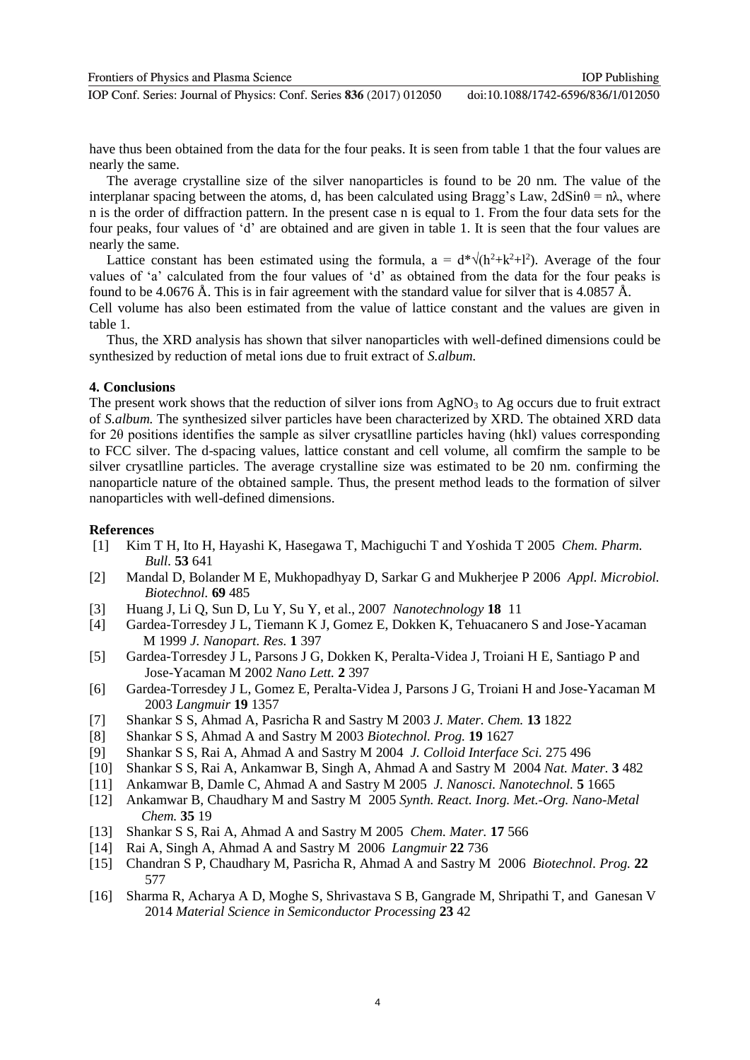have thus been obtained from the data for the four peaks. It is seen from table 1 that the four values are nearly the same.

The average crystalline size of the silver nanoparticles is found to be 20 nm. The value of the interplanar spacing between the atoms, d, has been calculated using Bragg's Law, $2d\sin\theta = n\lambda$, where n is the order of diffraction pattern. In the present case n is equal to 1. From the four data sets for the four peaks, four values of 'd' are obtained and are given in table 1. It is seen that the four values are nearly the same.

Lattice constant has been estimated using the formula, $a = d^*\sqrt{(h^2+k^2+l^2)}$. Average of the four values of 'a' calculated from the four values of 'd' as obtained from the data for the four peaks is found to be 4.0676 Å. This is in fair agreement with the standard value for silver that is 4.0857 Å.
Cell volume has also been estimated from the value of lattice constant and the values are given in table 1.

Thus, the XRD analysis has shown that silver nanoparticles with well-defined dimensions could be synthesized by reduction of metal ions due to fruit extract of *S.album.*

## 4. Conclusions

The present work shows that the reduction of silver ions from $AgNO_3$ to Ag occurs due to fruit extract of *S.album.* The synthesized silver particles have been characterized by XRD. The obtained XRD data for 2θ positions identifies the sample as silver crysatlline particles having (hkl) values corresponding to FCC silver. The d-spacing values, lattice constant and cell volume, all comfirm the sample to be silver crysatlline particles. The average crystalline size was estimated to be 20 nm. confirming the nanoparticle nature of the obtained sample. Thus, the present method leads to the formation of silver nanoparticles with well-defined dimensions.

## References

[1] Kim T H, Ito H, Hayashi K, Hasegawa T, Machiguchi T and Yoshida T 2005 *Chem. Pharm. Bull.* **53** 641

[2] Mandal D, Bolander M E, Mukhopadhyay D, Sarkar G and Mukherjee P 2006 *Appl. Microbiol. Biotechnol.* **69** 485

[3] Huang J, Li Q, Sun D, Lu Y, Su Y, et al., 2007 *Nanotechnology* **18** 11

[4] Gardea-Torresdey J L, Tiemann K J, Gomez E, Dokken K, Tehuacanero S and Jose-Yacaman M 1999 *J. Nanopart. Res.* **1** 397

[5] Gardea-Torresdey J L, Parsons J G, Dokken K, Peralta-Videa J, Troiani H E, Santiago P and Jose-Yacaman M 2002 *Nano Lett.* **2** 397

[6] Gardea-Torresdey J L, Gomez E, Peralta-Videa J, Parsons J G, Troiani H and Jose-Yacaman M 2003 *Langmuir* **19** 1357

[7] Shankar S S, Ahmad A, Pasricha R and Sastry M 2003 *J. Mater. Chem.* **13** 1822

[8] Shankar S S, Ahmad A and Sastry M 2003 *Biotechnol. Prog.* **19** 1627

[9] Shankar S S, Rai A, Ahmad A and Sastry M 2004 *J. Colloid Interface Sci.* 275 496

[10] Shankar S S, Rai A, Ankamwar B, Singh A, Ahmad A and Sastry M 2004 *Nat. Mater.* **3** 482

[11] Ankamwar B, Damle C, Ahmad A and Sastry M 2005 *J. Nanosci. Nanotechnol.* **5** 1665

[12] Ankamwar B, Chaudhary M and Sastry M 2005 *Synth. React. Inorg. Met.-Org. Nano-Metal Chem.* **35** 19

[13] Shankar S S, Rai A, Ahmad A and Sastry M 2005 *Chem. Mater.* **17** 566

[14] Rai A, Singh A, Ahmad A and Sastry M 2006 *Langmuir* **22** 736

[15] Chandran S P, Chaudhary M, Pasricha R, Ahmad A and Sastry M 2006 *Biotechnol. Prog.* **22** 577

[16] Sharma R, Acharya A D, Moghe S, Shrivastava S B, Gangrade M, Shripathi T, and Ganesan V 2014 *Material Science in Semiconductor Processing* **23** 42